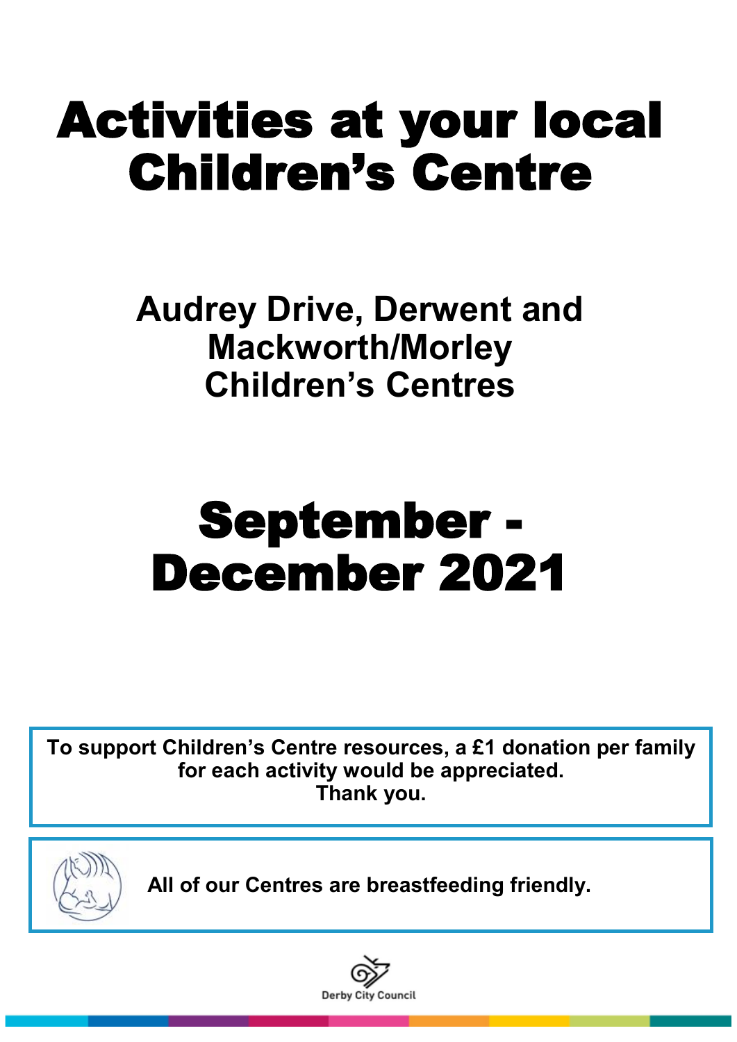# Activities at your local Children's Centre

## Audrey Drive, Derwent and Mackworth/Morley Children's Centres

# September - December 2021

**To support Children's Centre resources, a £1 donation per family for each activity would be appreciated. Thank you.**

**All of our Centres are breastfeeding friendly.**

Derby City Council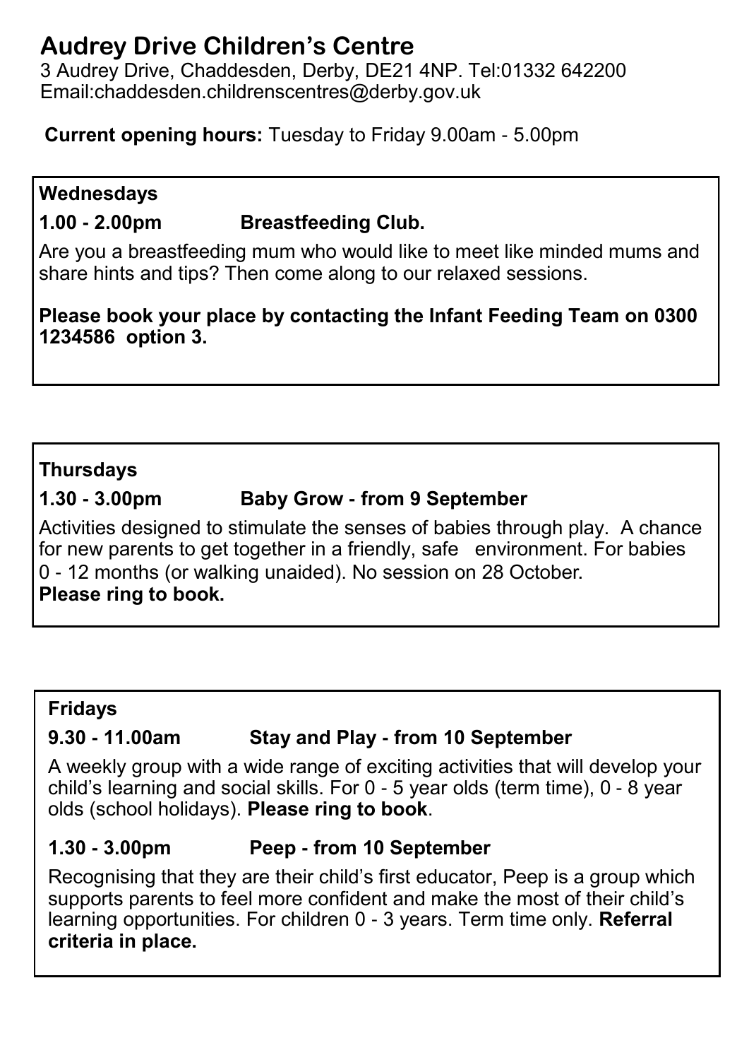# Audrey Drive Children's Centre

3 Audrey Drive, Chaddesden, Derby, DE21 4NP. Tel:01332 642200
Email:chaddesden.childrenscentres@derby.gov.uk

**Current opening hours:** Tuesday to Friday 9.00am - 5.00pm

### Wednesdays

**1.00 - 2.00pm Breastfeeding Club.**

Are you a breastfeeding mum who would like to meet like minded mums and share hints and tips? Then come along to our relaxed sessions.

**Please book your place by contacting the Infant Feeding Team on 0300 1234586 option 3.**

### Thursdays

**1.30 - 3.00pm Baby Grow - from 9 September**

Activities designed to stimulate the senses of babies through play. A chance for new parents to get together in a friendly, safe environment. For babies 0 - 12 months (or walking unaided). No session on 28 October.
**Please ring to book.**

### Fridays

**9.30 - 11.00am Stay and Play - from 10 September**

A weekly group with a wide range of exciting activities that will develop your child's learning and social skills. For 0 - 5 year olds (term time), 0 - 8 year olds (school holidays). **Please ring to book**.

**1.30 - 3.00pm Peep - from 10 September**

Recognising that they are their child's first educator, Peep is a group which supports parents to feel more confident and make the most of their child's learning opportunities. For children 0 - 3 years. Term time only. **Referral criteria in place.**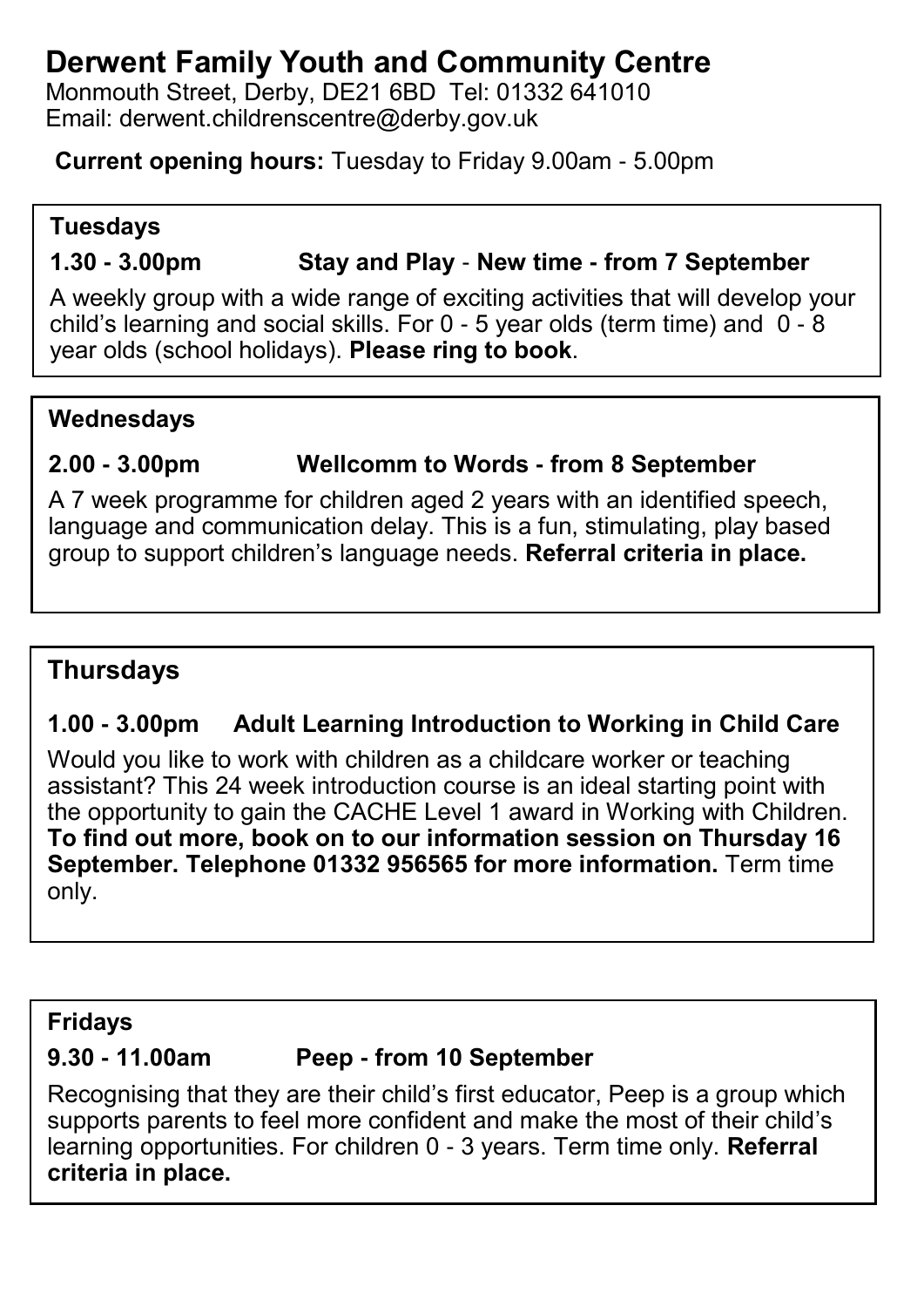# Derwent Family Youth and Community Centre

Monmouth Street, Derby, DE21 6BD Tel: 01332 641010
Email: derwent.childrenscentre@derby.gov.uk

**Current opening hours:** Tuesday to Friday 9.00am - 5.00pm

### Tuesdays

**1.30 - 3.00pm Stay and Play - New time - from 7 September**

A weekly group with a wide range of exciting activities that will develop your child's learning and social skills. For 0 - 5 year olds (term time) and 0 - 8 year olds (school holidays). **Please ring to book**.

### Wednesdays

**2.00 - 3.00pm Wellcomm to Words - from 8 September**

A 7 week programme for children aged 2 years with an identified speech, language and communication delay. This is a fun, stimulating, play based group to support children's language needs. **Referral criteria in place.**

### Thursdays

**1.00 - 3.00pm Adult Learning Introduction to Working in Child Care**

Would you like to work with children as a childcare worker or teaching assistant? This 24 week introduction course is an ideal starting point with the opportunity to gain the CACHE Level 1 award in Working with Children. **To find out more, book on to our information session on Thursday 16 September. Telephone 01332 956565 for more information.** Term time only.

### Fridays

**9.30 - 11.00am Peep - from 10 September**

Recognising that they are their child's first educator, Peep is a group which supports parents to feel more confident and make the most of their child's learning opportunities. For children 0 - 3 years. Term time only. **Referral criteria in place.**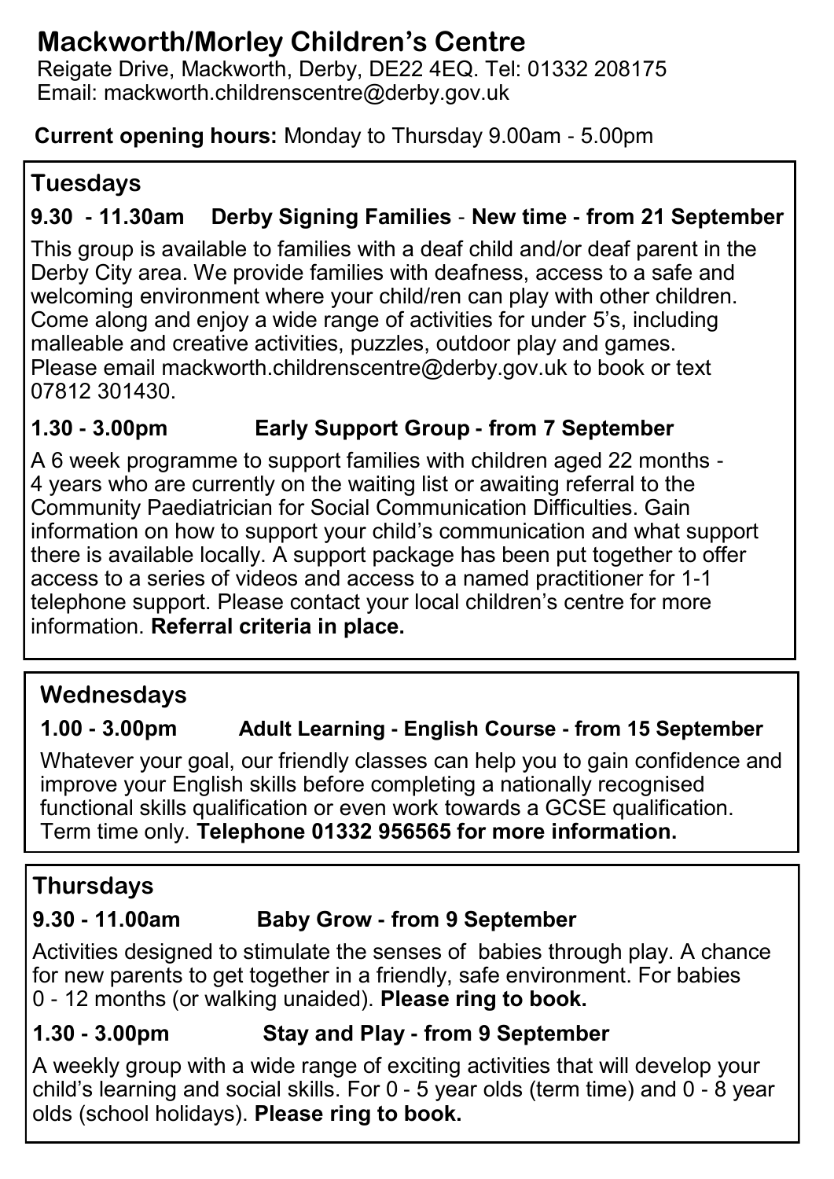# Mackworth/Morley Children's Centre

Reigate Drive, Mackworth, Derby, DE22 4EQ. Tel: 01332 208175
Email: mackworth.childrenscentre@derby.gov.uk

**Current opening hours:** Monday to Thursday 9.00am - 5.00pm

## Tuesdays

### 9.30 - 11.30am Derby Signing Families - New time - from 21 September

This group is available to families with a deaf child and/or deaf parent in the Derby City area. We provide families with deafness, access to a safe and welcoming environment where your child/ren can play with other children. Come along and enjoy a wide range of activities for under 5's, including malleable and creative activities, puzzles, outdoor play and games. Please email mackworth.childrenscentre@derby.gov.uk to book or text 07812 301430.

### 1.30 - 3.00pm Early Support Group - from 7 September

A 6 week programme to support families with children aged 22 months - 4 years who are currently on the waiting list or awaiting referral to the Community Paediatrician for Social Communication Difficulties. Gain information on how to support your child's communication and what support there is available locally. A support package has been put together to offer access to a series of videos and access to a named practitioner for 1-1 telephone support. Please contact your local children's centre for more information. **Referral criteria in place.**

## Wednesdays

### 1.00 - 3.00pm Adult Learning - English Course - from 15 September

Whatever your goal, our friendly classes can help you to gain confidence and improve your English skills before completing a nationally recognised functional skills qualification or even work towards a GCSE qualification. Term time only. **Telephone 01332 956565 for more information.**

## Thursdays

### 9.30 - 11.00am Baby Grow - from 9 September

Activities designed to stimulate the senses of babies through play. A chance for new parents to get together in a friendly, safe environment. For babies 0 - 12 months (or walking unaided). **Please ring to book.**

### 1.30 - 3.00pm Stay and Play - from 9 September

A weekly group with a wide range of exciting activities that will develop your child's learning and social skills. For 0 - 5 year olds (term time) and 0 - 8 year olds (school holidays). **Please ring to book.**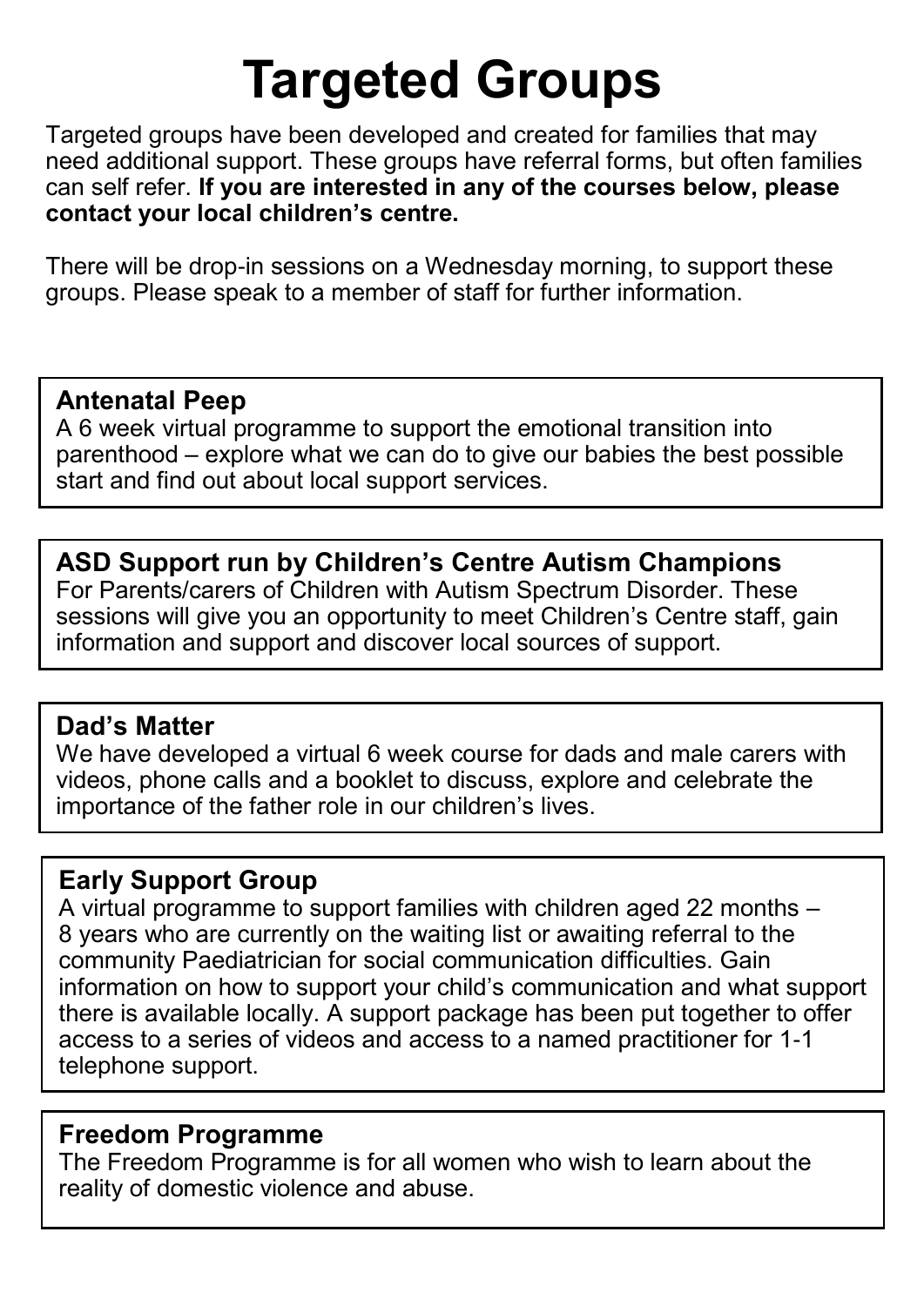# Targeted Groups

Targeted groups have been developed and created for families that may need additional support. These groups have referral forms, but often families can self refer. **If you are interested in any of the courses below, please contact your local children's centre.**

There will be drop-in sessions on a Wednesday morning, to support these groups. Please speak to a member of staff for further information.

### Antenatal Peep

A 6 week virtual programme to support the emotional transition into parenthood – explore what we can do to give our babies the best possible start and find out about local support services.

### ASD Support run by Children's Centre Autism Champions

For Parents/carers of Children with Autism Spectrum Disorder. These sessions will give you an opportunity to meet Children's Centre staff, gain information and support and discover local sources of support.

### Dad's Matter

We have developed a virtual 6 week course for dads and male carers with videos, phone calls and a booklet to discuss, explore and celebrate the importance of the father role in our children's lives.

### Early Support Group

A virtual programme to support families with children aged 22 months – 8 years who are currently on the waiting list or awaiting referral to the community Paediatrician for social communication difficulties. Gain information on how to support your child's communication and what support there is available locally. A support package has been put together to offer access to a series of videos and access to a named practitioner for 1-1 telephone support.

### Freedom Programme

The Freedom Programme is for all women who wish to learn about the reality of domestic violence and abuse.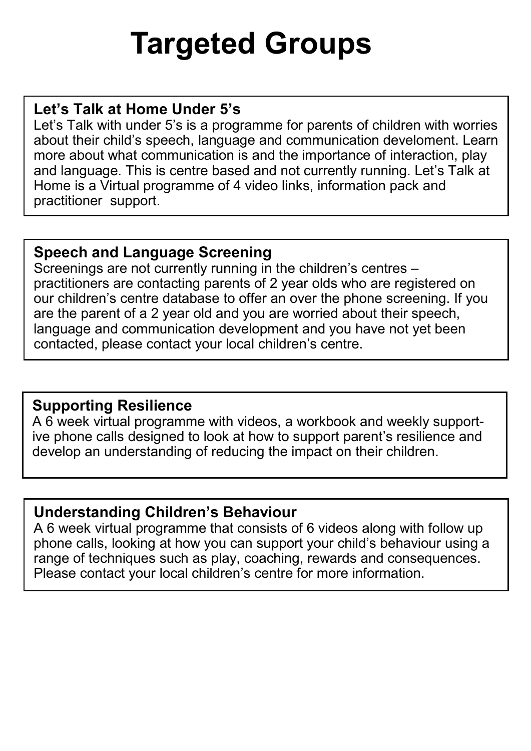# Targeted Groups

## Let's Talk at Home Under 5's

Let's Talk with under 5's is a programme for parents of children with worries about their child's speech, language and communication develoment. Learn more about what communication is and the importance of interaction, play and language. This is centre based and not currently running. Let's Talk at Home is a Virtual programme of 4 video links, information pack and practitioner support.

## Speech and Language Screening

Screenings are not currently running in the children's centres – practitioners are contacting parents of 2 year olds who are registered on our children's centre database to offer an over the phone screening. If you are the parent of a 2 year old and you are worried about their speech, language and communication development and you have not yet been contacted, please contact your local children's centre.

## Supporting Resilience

A 6 week virtual programme with videos, a workbook and weekly supportive phone calls designed to look at how to support parent's resilience and develop an understanding of reducing the impact on their children.

## Understanding Children's Behaviour

A 6 week virtual programme that consists of 6 videos along with follow up phone calls, looking at how you can support your child's behaviour using a range of techniques such as play, coaching, rewards and consequences. Please contact your local children's centre for more information.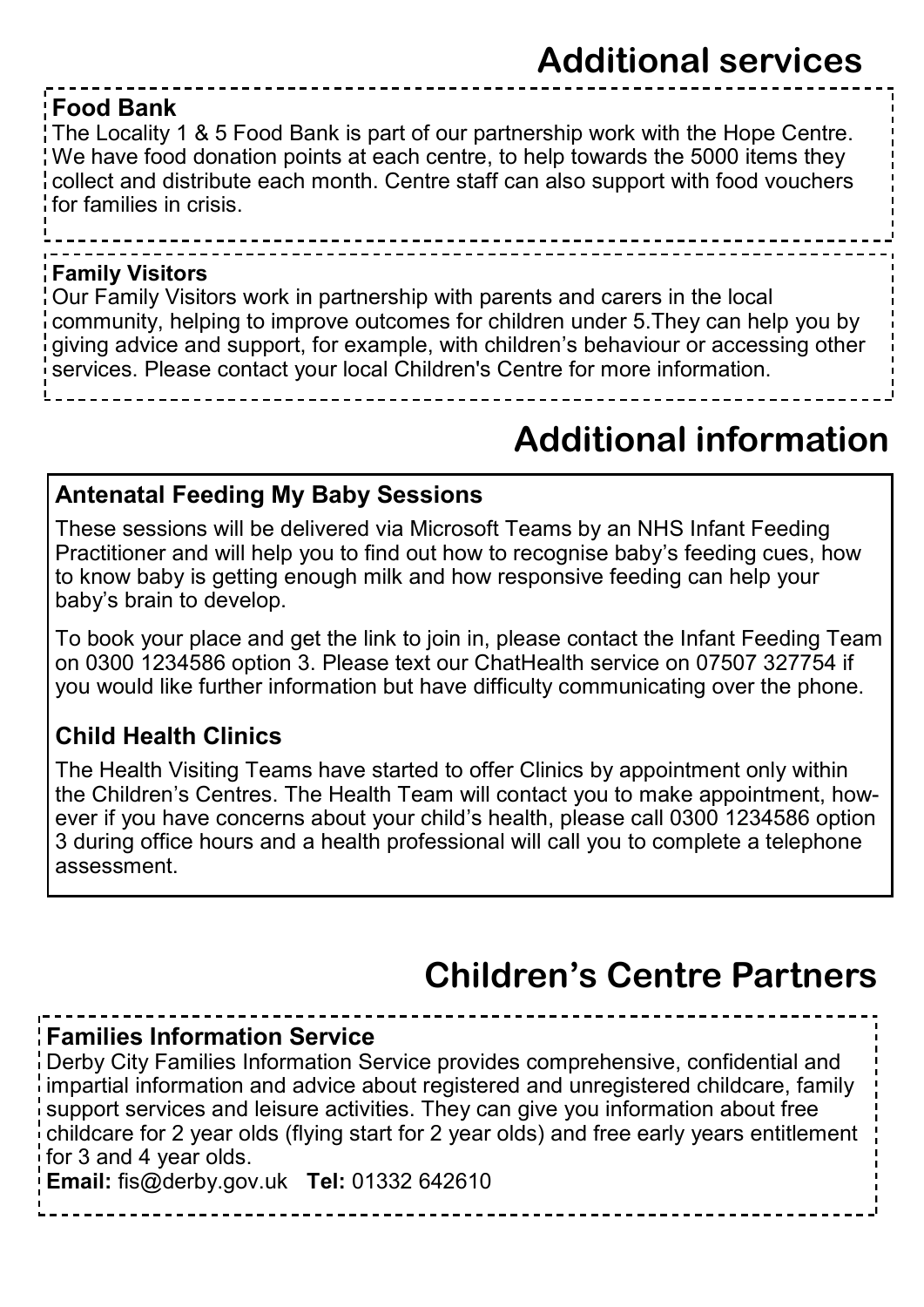# Additional services

### Food Bank

The Locality 1 & 5 Food Bank is part of our partnership work with the Hope Centre. We have food donation points at each centre, to help towards the 5000 items they collect and distribute each month. Centre staff can also support with food vouchers for families in crisis.

### Family Visitors

Our Family Visitors work in partnership with parents and carers in the local community, helping to improve outcomes for children under 5.They can help you by giving advice and support, for example, with children's behaviour or accessing other services. Please contact your local Children's Centre for more information.

# Additional information

### Antenatal Feeding My Baby Sessions

These sessions will be delivered via Microsoft Teams by an NHS Infant Feeding Practitioner and will help you to find out how to recognise baby's feeding cues, how to know baby is getting enough milk and how responsive feeding can help your baby's brain to develop.

To book your place and get the link to join in, please contact the Infant Feeding Team on 0300 1234586 option 3. Please text our ChatHealth service on 07507 327754 if you would like further information but have difficulty communicating over the phone.

### Child Health Clinics

The Health Visiting Teams have started to offer Clinics by appointment only within the Children's Centres. The Health Team will contact you to make appointment, however if you have concerns about your child's health, please call 0300 1234586 option 3 during office hours and a health professional will call you to complete a telephone assessment.

# Children's Centre Partners

### Families Information Service

Derby City Families Information Service provides comprehensive, confidential and impartial information and advice about registered and unregistered childcare, family support services and leisure activities. They can give you information about free childcare for 2 year olds (flying start for 2 year olds) and free early years entitlement for 3 and 4 year olds.

**Email:** fis@derby.gov.uk **Tel:** 01332 642610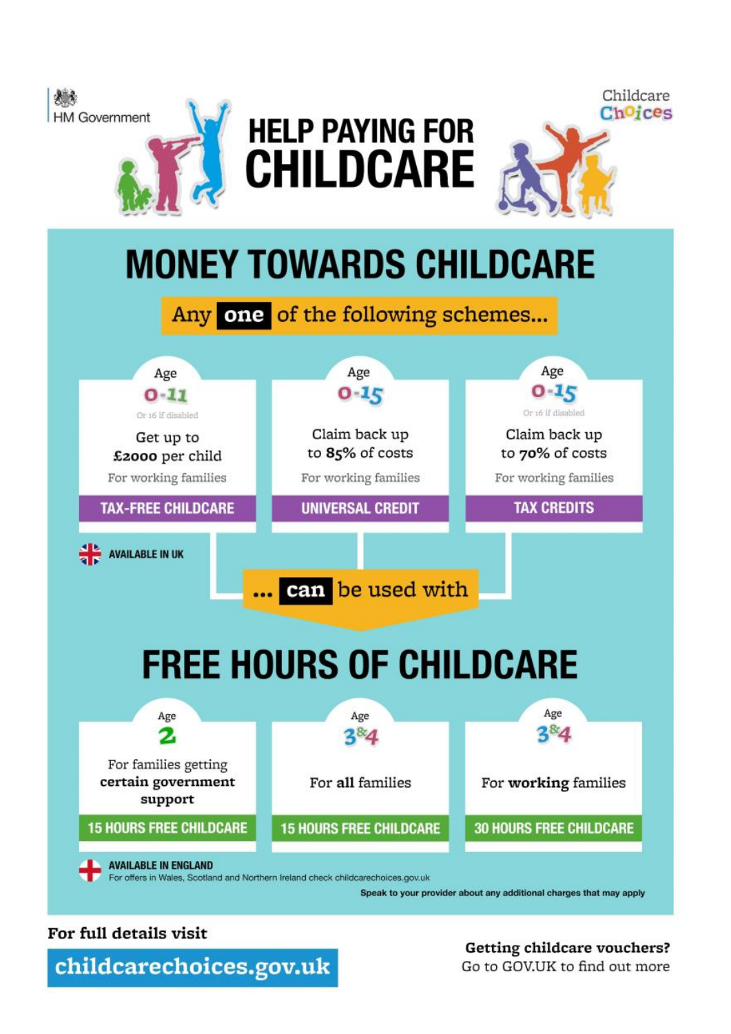HM Government

Childcare Choices

# HELP PAYING FOR CHILDCARE

## MONEY TOWARDS CHILDCARE

Any **one** of the following schemes...

| TAX-FREE CHILDCARE | UNIVERSAL CREDIT | TAX CREDITS |
|---|---|---|
| Age 0-11 (Or 16 if disabled) | Age 0-15 | Age 0-15 (Or 16 if disabled) |
| Get up to **£2000** per child | Claim back up to **85%** of costs | Claim back up to **70%** of costs |
| For working families | For working families | For working families |

AVAILABLE IN UK

... **can** be used with

## FREE HOURS OF CHILDCARE

| 15 HOURS FREE CHILDCARE | 15 HOURS FREE CHILDCARE | 30 HOURS FREE CHILDCARE |
|---|---|---|
| Age 2 | Age 3&4 | Age 3&4 |
| For families getting **certain government support** | For **all** families | For **working** families |

AVAILABLE IN ENGLAND

For offers in Wales, Scotland and Northern Ireland check childcarechoices.gov.uk

Speak to your provider about any additional charges that may apply

**For full details visit**

**childcarechoices.gov.uk**

**Getting childcare vouchers?**
Go to GOV.UK to find out more